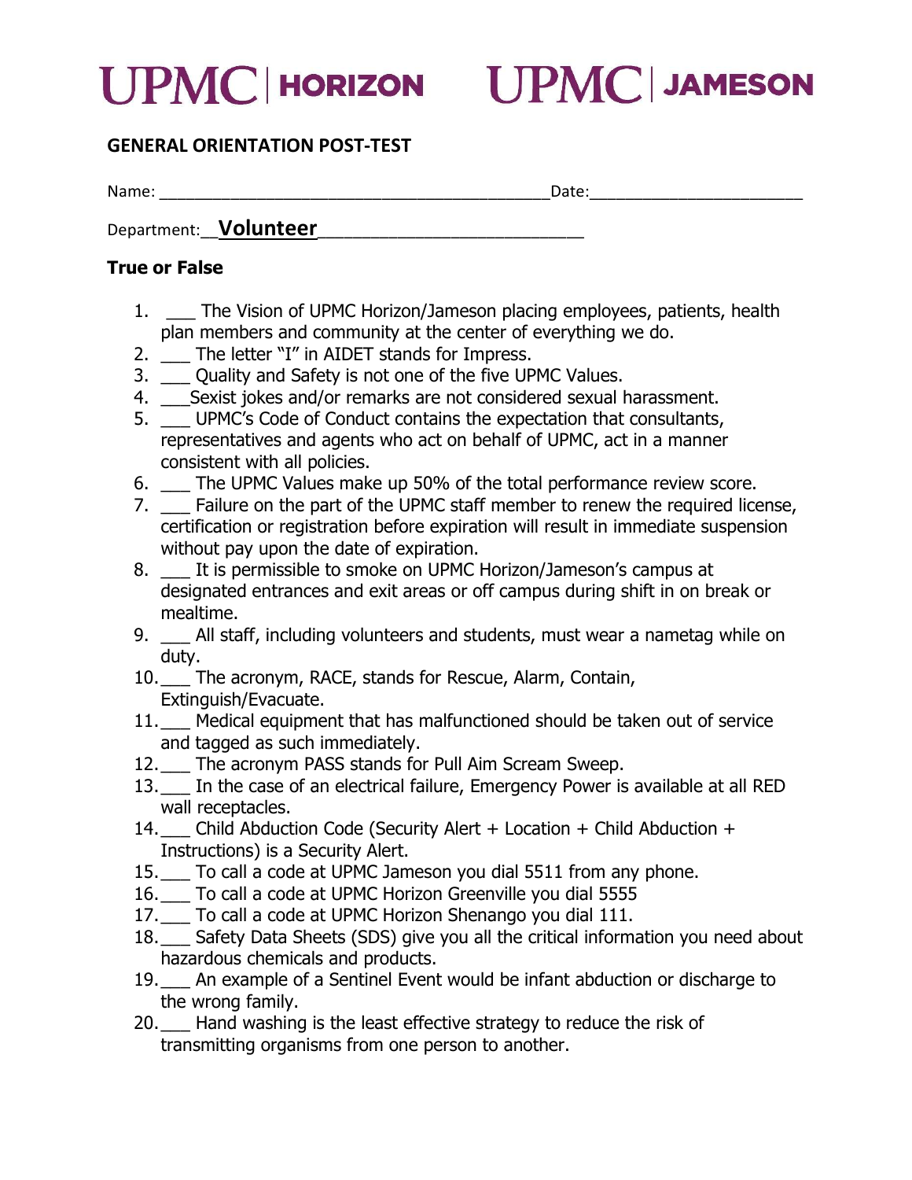# UPMC | HORIZON UPMC | JAMESON

## GENERAL ORIENTATION POST-TEST

Name: ____________________________________________ Date: ________________________

Department: __**Volunteer**____________________________

### True or False

1. ___ The Vision of UPMC Horizon/Jameson placing employees, patients, health plan members and community at the center of everything we do.
2. ___ The letter "I" in AIDET stands for Impress.
3. ___ Quality and Safety is not one of the five UPMC Values.
4. ___Sexist jokes and/or remarks are not considered sexual harassment.
5. ___ UPMC's Code of Conduct contains the expectation that consultants, representatives and agents who act on behalf of UPMC, act in a manner consistent with all policies.
6. ___ The UPMC Values make up 50% of the total performance review score.
7. ___ Failure on the part of the UPMC staff member to renew the required license, certification or registration before expiration will result in immediate suspension without pay upon the date of expiration.
8. ___ It is permissible to smoke on UPMC Horizon/Jameson's campus at designated entrances and exit areas or off campus during shift in on break or mealtime.
9. ___ All staff, including volunteers and students, must wear a nametag while on duty.
10. ___ The acronym, RACE, stands for Rescue, Alarm, Contain, Extinguish/Evacuate.
11. ___ Medical equipment that has malfunctioned should be taken out of service and tagged as such immediately.
12. ___ The acronym PASS stands for Pull Aim Scream Sweep.
13. ___ In the case of an electrical failure, Emergency Power is available at all RED wall receptacles.
14. ___ Child Abduction Code (Security Alert + Location + Child Abduction + Instructions) is a Security Alert.
15. ___ To call a code at UPMC Jameson you dial 5511 from any phone.
16. ___ To call a code at UPMC Horizon Greenville you dial 5555
17. ___ To call a code at UPMC Horizon Shenango you dial 111.
18. ___ Safety Data Sheets (SDS) give you all the critical information you need about hazardous chemicals and products.
19. ___ An example of a Sentinel Event would be infant abduction or discharge to the wrong family.
20. ___ Hand washing is the least effective strategy to reduce the risk of transmitting organisms from one person to another.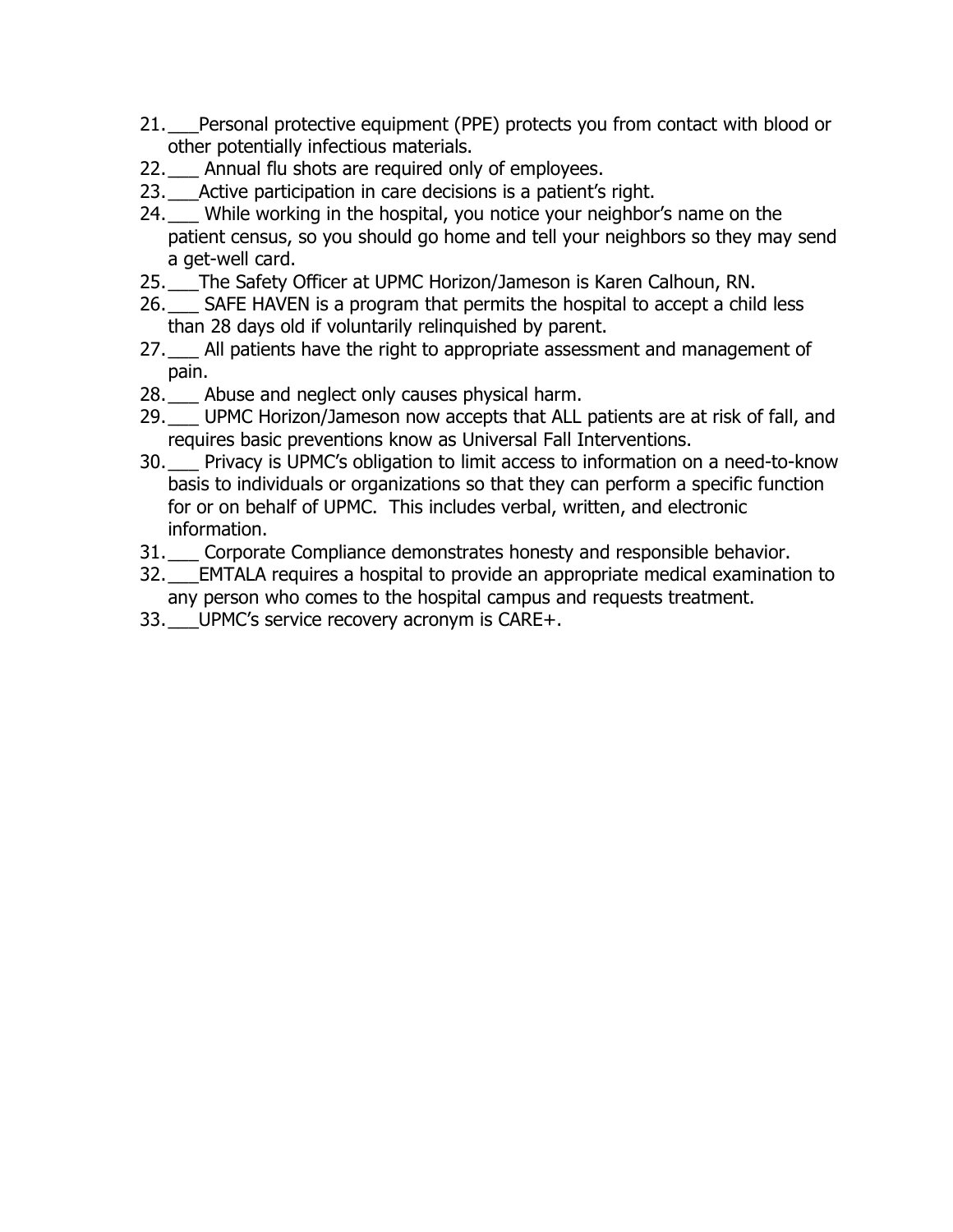21. ___Personal protective equipment (PPE) protects you from contact with blood or other potentially infectious materials.
22. ___ Annual flu shots are required only of employees.
23. ___Active participation in care decisions is a patient's right.
24. ___ While working in the hospital, you notice your neighbor's name on the patient census, so you should go home and tell your neighbors so they may send a get-well card.
25. ___The Safety Officer at UPMC Horizon/Jameson is Karen Calhoun, RN.
26. ___ SAFE HAVEN is a program that permits the hospital to accept a child less than 28 days old if voluntarily relinquished by parent.
27. ___ All patients have the right to appropriate assessment and management of pain.
28. ___ Abuse and neglect only causes physical harm.
29. ___ UPMC Horizon/Jameson now accepts that ALL patients are at risk of fall, and requires basic preventions know as Universal Fall Interventions.
30. ___ Privacy is UPMC's obligation to limit access to information on a need-to-know basis to individuals or organizations so that they can perform a specific function for or on behalf of UPMC. This includes verbal, written, and electronic information.
31. ___ Corporate Compliance demonstrates honesty and responsible behavior.
32. ___EMTALA requires a hospital to provide an appropriate medical examination to any person who comes to the hospital campus and requests treatment.
33. ___UPMC's service recovery acronym is CARE+.